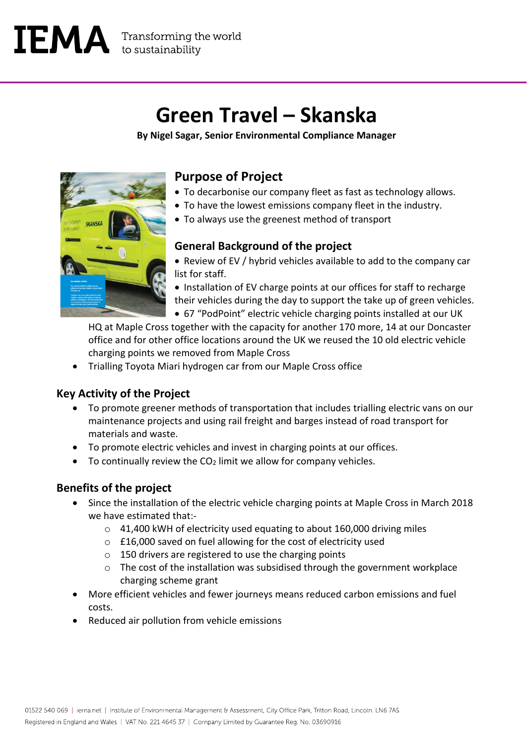IEMA Transforming the world to sustainability

# Green Travel – Skanska

**By Nigel Sagar, Senior Environmental Compliance Manager**

## Purpose of Project

- To decarbonise our company fleet as fast as technology allows.
- To have the lowest emissions company fleet in the industry.
- To always use the greenest method of transport

## General Background of the project

- Review of EV / hybrid vehicles available to add to the company car list for staff.
- Installation of EV charge points at our offices for staff to recharge their vehicles during the day to support the take up of green vehicles.
- 67 "PodPoint" electric vehicle charging points installed at our UK HQ at Maple Cross together with the capacity for another 170 more, 14 at our Doncaster office and for other office locations around the UK we reused the 10 old electric vehicle charging points we removed from Maple Cross
- Trialling Toyota Miari hydrogen car from our Maple Cross office

## Key Activity of the Project

- To promote greener methods of transportation that includes trialling electric vans on our maintenance projects and using rail freight and barges instead of road transport for materials and waste.
- To promote electric vehicles and invest in charging points at our offices.
- To continually review the $CO_2$ limit we allow for company vehicles.

## Benefits of the project

- Since the installation of the electric vehicle charging points at Maple Cross in March 2018 we have estimated that:-
  - 41,400 kWH of electricity used equating to about 160,000 driving miles
  - £16,000 saved on fuel allowing for the cost of electricity used
  - 150 drivers are registered to use the charging points
  - The cost of the installation was subsidised through the government workplace charging scheme grant
- More efficient vehicles and fewer journeys means reduced carbon emissions and fuel costs.
- Reduced air pollution from vehicle emissions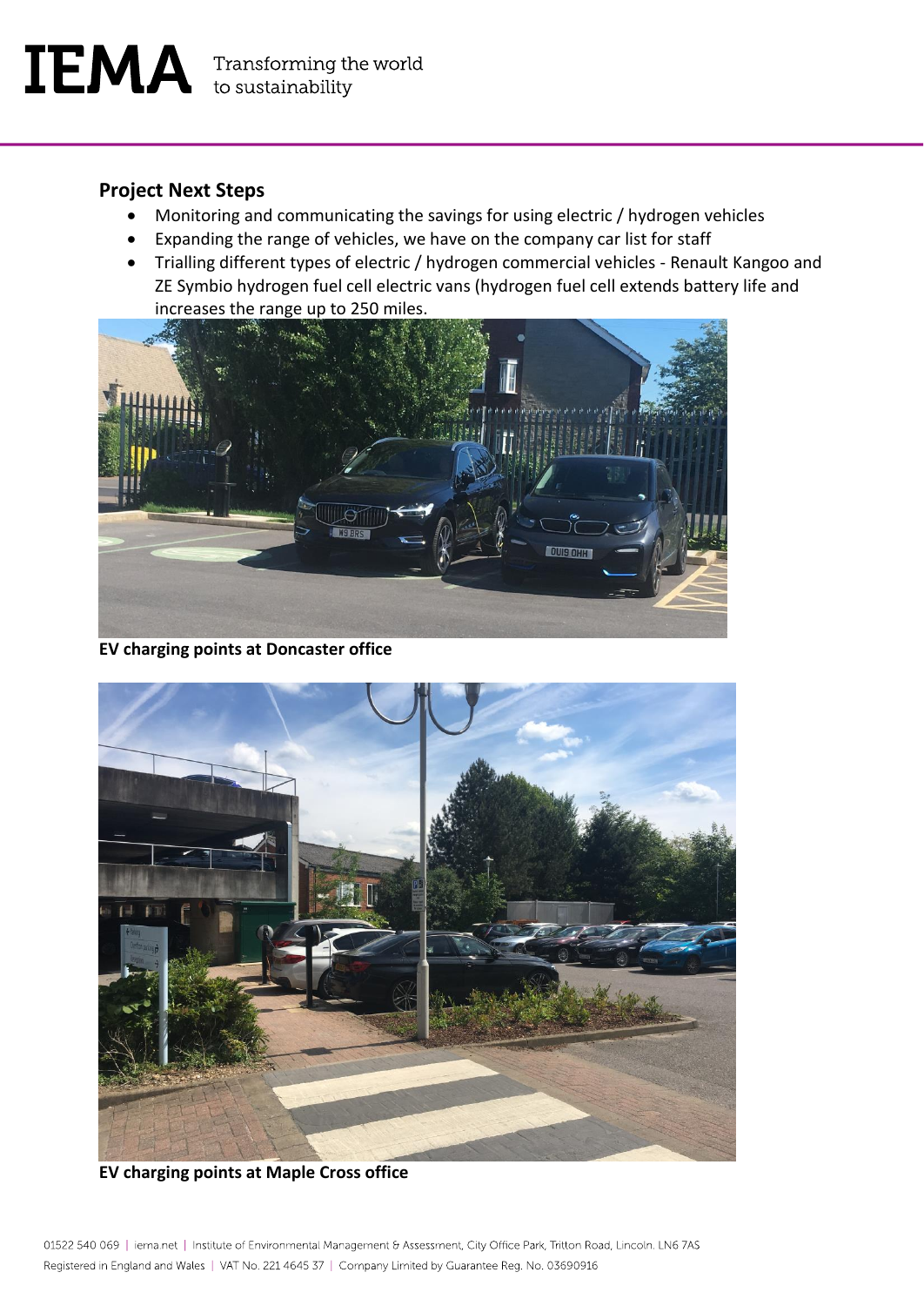## Project Next Steps

- Monitoring and communicating the savings for using electric / hydrogen vehicles
- Expanding the range of vehicles, we have on the company car list for staff
- Trialling different types of electric / hydrogen commercial vehicles - Renault Kangoo and ZE Symbio hydrogen fuel cell electric vans (hydrogen fuel cell extends battery life and increases the range up to 250 miles.

**EV charging points at Doncaster office**

**EV charging points at Maple Cross office**